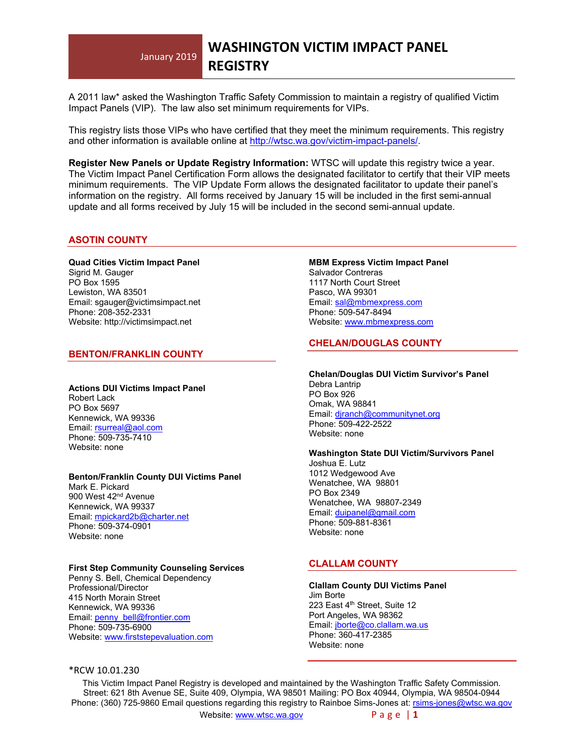# WASHINGTON VICTIM IMPACT PANEL REGISTRY

January 2019

A 2011 law* asked the Washington Traffic Safety Commission to maintain a registry of qualified Victim Impact Panels (VIP). The law also set minimum requirements for VIPs.

This registry lists those VIPs who have certified that they meet the minimum requirements. This registry and other information is available online at http://wtsc.wa.gov/victim-impact-panels/.

**Register New Panels or Update Registry Information:** WTSC will update this registry twice a year. The Victim Impact Panel Certification Form allows the designated facilitator to certify that their VIP meets minimum requirements. The VIP Update Form allows the designated facilitator to update their panel's information on the registry. All forms received by January 15 will be included in the first semi-annual update and all forms received by July 15 will be included in the second semi-annual update.

## ASOTIN COUNTY

**Quad Cities Victim Impact Panel**
Sigrid M. Gauger
PO Box 1595
Lewiston, WA 83501
Email: sgauger@victimsimpact.net
Phone: 208-352-2331
Website: http://victimsimpact.net

## BENTON/FRANKLIN COUNTY

**Actions DUI Victims Impact Panel**
Robert Lack
PO Box 5697
Kennewick, WA 99336
Email: rsurreal@aol.com
Phone: 509-735-7410
Website: none

**Benton/Franklin County DUI Victims Panel**
Mark E. Pickard
900 West 42nd Avenue
Kennewick, WA 99337
Email: mpickard2b@charter.net
Phone: 509-374-0901
Website: none

**First Step Community Counseling Services**
Penny S. Bell, Chemical Dependency Professional/Director
415 North Morain Street
Kennewick, WA 99336
Email: penny_bell@frontier.com
Phone: 509-735-6900
Website: www.firststepevaluation.com

**MBM Express Victim Impact Panel**
Salvador Contreras
1117 North Court Street
Pasco, WA 99301
Email: sal@mbmexpress.com
Phone: 509-547-8494
Website: www.mbmexpress.com

## CHELAN/DOUGLAS COUNTY

**Chelan/Douglas DUI Victim Survivor's Panel**
Debra Lantrip
PO Box 926
Omak, WA 98841
Email: djranch@communitynet.org
Phone: 509-422-2522
Website: none

**Washington State DUI Victim/Survivors Panel**
Joshua E. Lutz
1012 Wedgewood Ave
Wenatchee, WA 98801
PO Box 2349
Wenatchee, WA 98807-2349
Email: duipanel@gmail.com
Phone: 509-881-8361
Website: none

## CLALLAM COUNTY

**Clallam County DUI Victims Panel**
Jim Borte
223 East 4th Street, Suite 12
Port Angeles, WA 98362
Email: jborte@co.clallam.wa.us
Phone: 360-417-2385
Website: none

*RCW 10.01.230

This Victim Impact Panel Registry is developed and maintained by the Washington Traffic Safety Commission. Street: 621 8th Avenue SE, Suite 409, Olympia, WA 98501 Mailing: PO Box 40944, Olympia, WA 98504-0944 Phone: (360) 725-9860 Email questions regarding this registry to Rainboe Sims-Jones at: rsims-jones@wtsc.wa.gov
Website: www.wtsc.wa.gov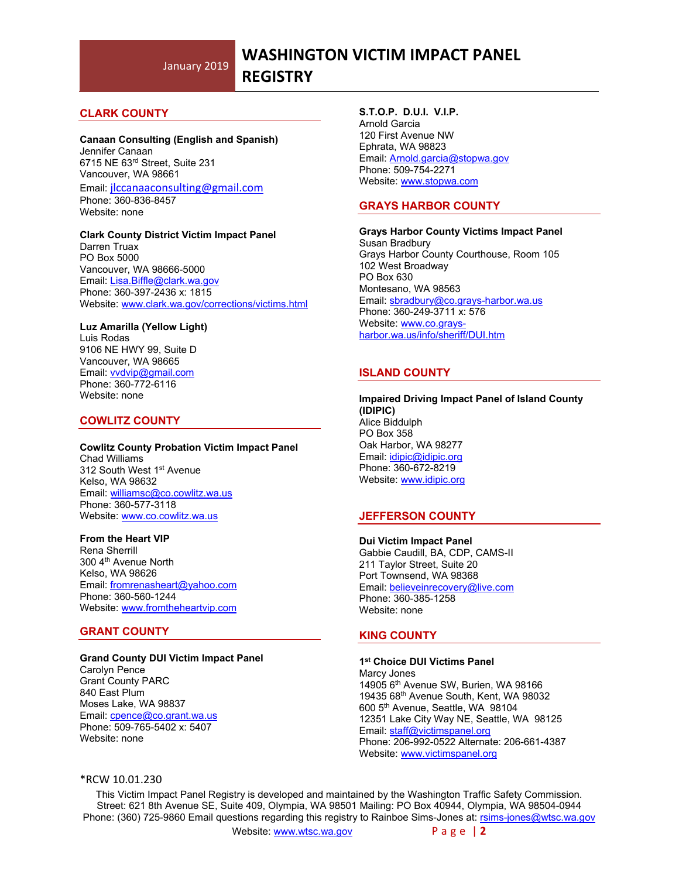## CLARK COUNTY

**Canaan Consulting (English and Spanish)**
Jennifer Canaan
6715 NE 63rd Street, Suite 231
Vancouver, WA 98661
Email: jlccanaaconsulting@gmail.com
Phone: 360-836-8457
Website: none

**Clark County District Victim Impact Panel**
Darren Truax
PO Box 5000
Vancouver, WA 98666-5000
Email: Lisa.Biffle@clark.wa.gov
Phone: 360-397-2436 x: 1815
Website: www.clark.wa.gov/corrections/victims.html

**Luz Amarilla (Yellow Light)**
Luis Rodas
9106 NE HWY 99, Suite D
Vancouver, WA 98665
Email: vvdvip@gmail.com
Phone: 360-772-6116
Website: none

## COWLITZ COUNTY

**Cowlitz County Probation Victim Impact Panel**
Chad Williams
312 South West 1st Avenue
Kelso, WA 98632
Email: williamsc@co.cowlitz.wa.us
Phone: 360-577-3118
Website: www.co.cowlitz.wa.us

**From the Heart VIP**
Rena Sherrill
300 4th Avenue North
Kelso, WA 98626
Email: fromrenasheart@yahoo.com
Phone: 360-560-1244
Website: www.fromtheheartvip.com

## GRANT COUNTY

**Grand County DUI Victim Impact Panel**
Carolyn Pence
Grant County PARC
840 East Plum
Moses Lake, WA 98837
Email: cpence@co.grant.wa.us
Phone: 509-765-5402 x: 5407
Website: none

**S.T.O.P. D.U.I. V.I.P.**
Arnold Garcia
120 First Avenue NW
Ephrata, WA 98823
Email: Arnold.garcia@stopwa.gov
Phone: 509-754-2271
Website: www.stopwa.com

## GRAYS HARBOR COUNTY

**Grays Harbor County Victims Impact Panel**
Susan Bradbury
Grays Harbor County Courthouse, Room 105
102 West Broadway
PO Box 630
Montesano, WA 98563
Email: sbradbury@co.grays-harbor.wa.us
Phone: 360-249-3711 x: 576
Website: www.co.grays-harbor.wa.us/info/sheriff/DUI.htm

## ISLAND COUNTY

**Impaired Driving Impact Panel of Island County (IDIPIC)**
Alice Biddulph
PO Box 358
Oak Harbor, WA 98277
Email: idipic@idipic.org
Phone: 360-672-8219
Website: www.idipic.org

## JEFFERSON COUNTY

**Dui Victim Impact Panel**
Gabbie Caudill, BA, CDP, CAMS-II
211 Taylor Street, Suite 20
Port Townsend, WA 98368
Email: believeinrecovery@live.com
Phone: 360-385-1258
Website: none

## KING COUNTY

**1st Choice DUI Victims Panel**
Marcy Jones
14905 6th Avenue SW, Burien, WA 98166
19435 68th Avenue South, Kent, WA 98032
600 5th Avenue, Seattle, WA 98104
12351 Lake City Way NE, Seattle, WA 98125
Email: staff@victimspanel.org
Phone: 206-992-0522 Alternate: 206-661-4387
Website: www.victimspanel.org

*RCW 10.01.230

This Victim Impact Panel Registry is developed and maintained by the Washington Traffic Safety Commission.
Street: 621 8th Avenue SE, Suite 409, Olympia, WA 98501 Mailing: PO Box 40944, Olympia, WA 98504-0944
Phone: (360) 725-9860 Email questions regarding this registry to Rainboe Sims-Jones at: rsims-jones@wtsc.wa.gov
Website: www.wtsc.wa.gov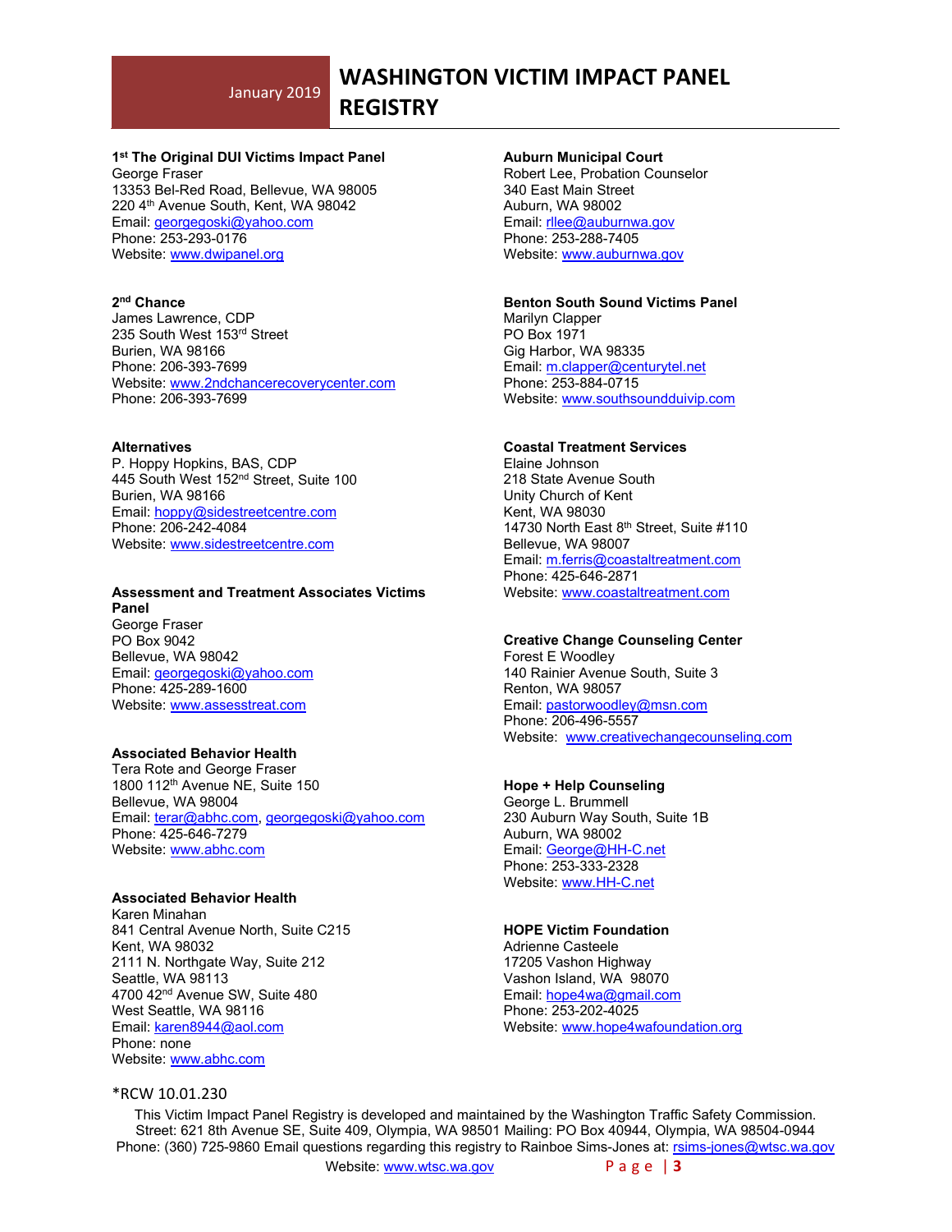**1st The Original DUI Victims Impact Panel**
George Fraser
13353 Bel-Red Road, Bellevue, WA 98005
220 4th Avenue South, Kent, WA 98042
Email: georgegoski@yahoo.com
Phone: 253-293-0176
Website: www.dwipanel.org

**2nd Chance**
James Lawrence, CDP
235 South West 153rd Street
Burien, WA 98166
Phone: 206-393-7699
Website: www.2ndchancerecoverycenter.com
Phone: 206-393-7699

**Alternatives**
P. Hoppy Hopkins, BAS, CDP
445 South West 152nd Street, Suite 100
Burien, WA 98166
Email: hoppy@sidestreetcentre.com
Phone: 206-242-4084
Website: www.sidestreetcentre.com

**Assessment and Treatment Associates Victims Panel**
George Fraser
PO Box 9042
Bellevue, WA 98042
Email: georgegoski@yahoo.com
Phone: 425-289-1600
Website: www.assesstreat.com

**Associated Behavior Health**
Tera Rote and George Fraser
1800 112th Avenue NE, Suite 150
Bellevue, WA 98004
Email: terar@abhc.com, georgegoski@yahoo.com
Phone: 425-646-7279
Website: www.abhc.com

**Associated Behavior Health**
Karen Minahan
841 Central Avenue North, Suite C215
Kent, WA 98032
2111 N. Northgate Way, Suite 212
Seattle, WA 98113
4700 42nd Avenue SW, Suite 480
West Seattle, WA 98116
Email: karen8944@aol.com
Phone: none
Website: www.abhc.com

**Auburn Municipal Court**
Robert Lee, Probation Counselor
340 East Main Street
Auburn, WA 98002
Email: rllee@auburnwa.gov
Phone: 253-288-7405
Website: www.auburnwa.gov

**Benton South Sound Victims Panel**
Marilyn Clapper
PO Box 1971
Gig Harbor, WA 98335
Email: m.clapper@centurytel.net
Phone: 253-884-0715
Website: www.southsoundduivip.com

**Coastal Treatment Services**
Elaine Johnson
218 State Avenue South
Unity Church of Kent
Kent, WA 98030
14730 North East 8th Street, Suite #110
Bellevue, WA 98007
Email: m.ferris@coastaltreatment.com
Phone: 425-646-2871
Website: www.coastaltreatment.com

**Creative Change Counseling Center**
Forest E Woodley
140 Rainier Avenue South, Suite 3
Renton, WA 98057
Email: pastorwoodley@msn.com
Phone: 206-496-5557
Website: www.creativechangecounseling.com

**Hope + Help Counseling**
George L. Brummell
230 Auburn Way South, Suite 1B
Auburn, WA 98002
Email: George@HH-C.net
Phone: 253-333-2328
Website: www.HH-C.net

**HOPE Victim Foundation**
Adrienne Casteele
17205 Vashon Highway
Vashon Island, WA 98070
Email: hope4wa@gmail.com
Phone: 253-202-4025
Website: www.hope4wafoundation.org

*RCW 10.01.230

This Victim Impact Panel Registry is developed and maintained by the Washington Traffic Safety Commission. Street: 621 8th Avenue SE, Suite 409, Olympia, WA 98501 Mailing: PO Box 40944, Olympia, WA 98504-0944 Phone: (360) 725-9860 Email questions regarding this registry to Rainboe Sims-Jones at: rsims-jones@wtsc.wa.gov
Website: www.wtsc.wa.gov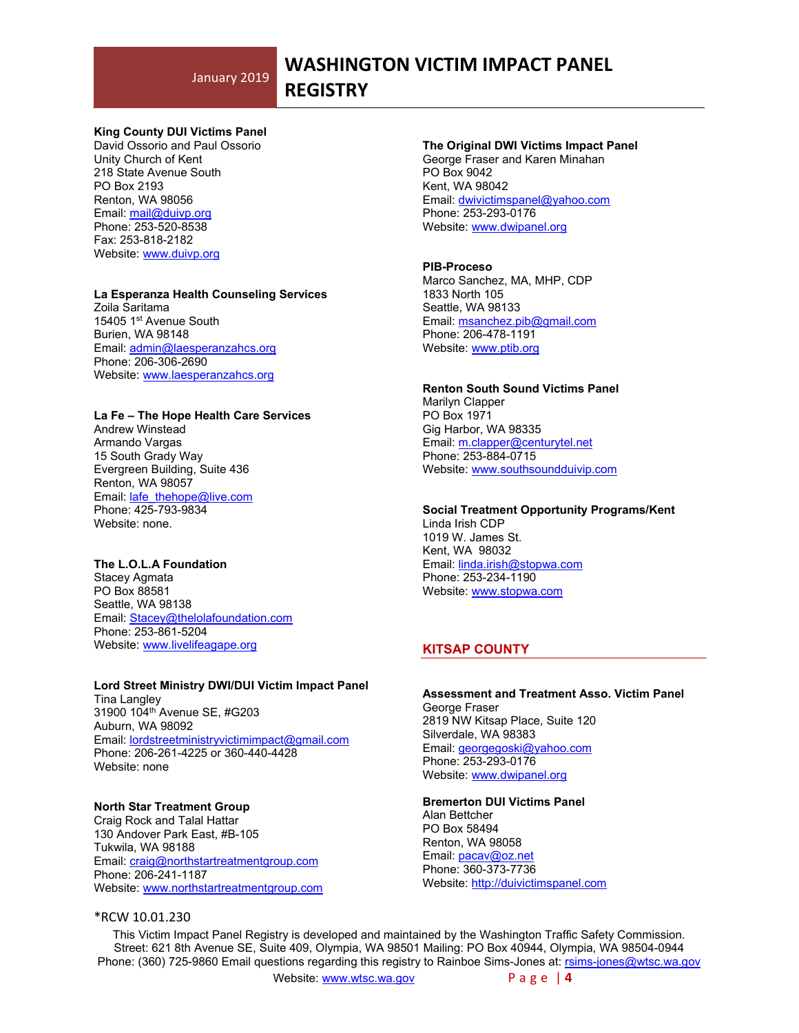**King County DUI Victims Panel**
David Ossorio and Paul Ossorio
Unity Church of Kent
218 State Avenue South
PO Box 2193
Renton, WA 98056
Email: mail@duivp.org
Phone: 253-520-8538
Fax: 253-818-2182
Website: www.duivp.org

**La Esperanza Health Counseling Services**
Zoila Saritama
15405 1st Avenue South
Burien, WA 98148
Email: admin@laesperanzahcs.org
Phone: 206-306-2690
Website: www.laesperanzahcs.org

**La Fe – The Hope Health Care Services**
Andrew Winstead
Armando Vargas
15 South Grady Way
Evergreen Building, Suite 436
Renton, WA 98057
Email: lafe_thehope@live.com
Phone: 425-793-9834
Website: none.

**The L.O.L.A Foundation**
Stacey Agmata
PO Box 88581
Seattle, WA 98138
Email: Stacey@thelolafoundation.com
Phone: 253-861-5204
Website: www.livelifeagape.org

**Lord Street Ministry DWI/DUI Victim Impact Panel**
Tina Langley
31900 104th Avenue SE, #G203
Auburn, WA 98092
Email: lordstreetministryvictimimpact@gmail.com
Phone: 206-261-4225 or 360-440-4428
Website: none

**North Star Treatment Group**
Craig Rock and Talal Hattar
130 Andover Park East, #B-105
Tukwila, WA 98188
Email: craig@northstartreatmentgroup.com
Phone: 206-241-1187
Website: www.northstartreatmentgroup.com

**The Original DWI Victims Impact Panel**
George Fraser and Karen Minahan
PO Box 9042
Kent, WA 98042
Email: dwivictimspanel@yahoo.com
Phone: 253-293-0176
Website: www.dwipanel.org

**PIB-Proceso**
Marco Sanchez, MA, MHP, CDP
1833 North 105
Seattle, WA 98133
Email: msanchez.pib@gmail.com
Phone: 206-478-1191
Website: www.ptib.org

**Renton South Sound Victims Panel**
Marilyn Clapper
PO Box 1971
Gig Harbor, WA 98335
Email: m.clapper@centurytel.net
Phone: 253-884-0715
Website: www.southsoundduivip.com

**Social Treatment Opportunity Programs/Kent**
Linda Irish CDP
1019 W. James St.
Kent, WA 98032
Email: linda.irish@stopwa.com
Phone: 253-234-1190
Website: www.stopwa.com

## KITSAP COUNTY

**Assessment and Treatment Asso. Victim Panel**
George Fraser
2819 NW Kitsap Place, Suite 120
Silverdale, WA 98383
Email: georgegoski@yahoo.com
Phone: 253-293-0176
Website: www.dwipanel.org

**Bremerton DUI Victims Panel**
Alan Bettcher
PO Box 58494
Renton, WA 98058
Email: pacav@oz.net
Phone: 360-373-7736
Website: http://duivictimspanel.com

*RCW 10.01.230

This Victim Impact Panel Registry is developed and maintained by the Washington Traffic Safety Commission. Street: 621 8th Avenue SE, Suite 409, Olympia, WA 98501 Mailing: PO Box 40944, Olympia, WA 98504-0944 Phone: (360) 725-9860 Email questions regarding this registry to Rainboe Sims-Jones at: rsims-jones@wtsc.wa.gov
Website: www.wtsc.wa.gov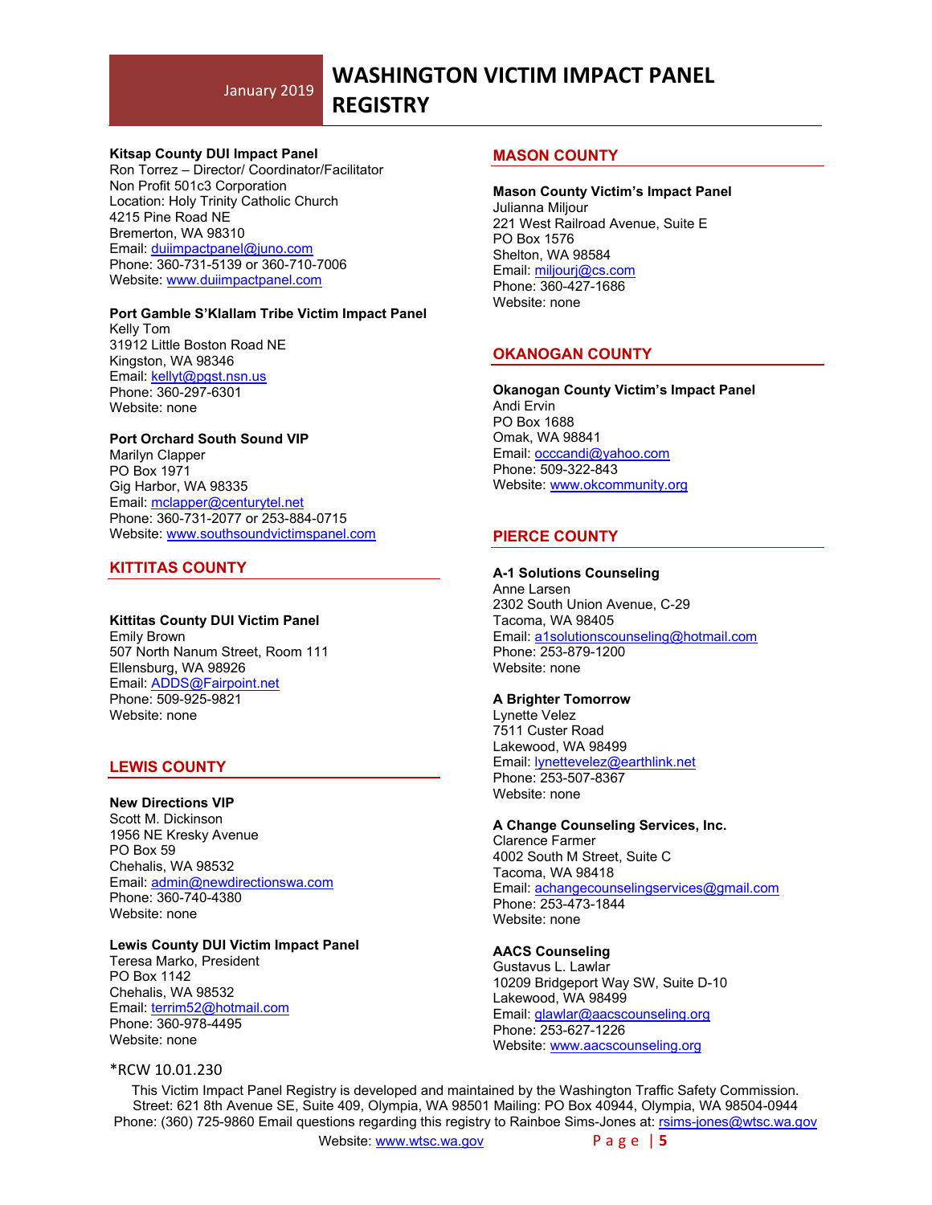**Kitsap County DUI Impact Panel**
Ron Torrez – Director/ Coordinator/Facilitator
Non Profit 501c3 Corporation
Location: Holy Trinity Catholic Church
4215 Pine Road NE
Bremerton, WA 98310
Email: duiimpactpanel@juno.com
Phone: 360-731-5139 or 360-710-7006
Website: www.duiimpactpanel.com

**Port Gamble S'Klallam Tribe Victim Impact Panel**
Kelly Tom
31912 Little Boston Road NE
Kingston, WA 98346
Email: kellyt@pgst.nsn.us
Phone: 360-297-6301
Website: none

**Port Orchard South Sound VIP**
Marilyn Clapper
PO Box 1971
Gig Harbor, WA 98335
Email: mclapper@centurytel.net
Phone: 360-731-2077 or 253-884-0715
Website: www.southsoundvictimspanel.com

## KITTITAS COUNTY

**Kittitas County DUI Victim Panel**
Emily Brown
507 North Nanum Street, Room 111
Ellensburg, WA 98926
Email: ADDS@Fairpoint.net
Phone: 509-925-9821
Website: none

## LEWIS COUNTY

**New Directions VIP**
Scott M. Dickinson
1956 NE Kresky Avenue
PO Box 59
Chehalis, WA 98532
Email: admin@newdirectionswa.com
Phone: 360-740-4380
Website: none

**Lewis County DUI Victim Impact Panel**
Teresa Marko, President
PO Box 1142
Chehalis, WA 98532
Email: terrim52@hotmail.com
Phone: 360-978-4495
Website: none

## MASON COUNTY

**Mason County Victim's Impact Panel**
Julianna Miljour
221 West Railroad Avenue, Suite E
PO Box 1576
Shelton, WA 98584
Email: miljourj@cs.com
Phone: 360-427-1686
Website: none

## OKANOGAN COUNTY

**Okanogan County Victim's Impact Panel**
Andi Ervin
PO Box 1688
Omak, WA 98841
Email: occcandi@yahoo.com
Phone: 509-322-843
Website: www.okcommunity.org

## PIERCE COUNTY

**A-1 Solutions Counseling**
Anne Larsen
2302 South Union Avenue, C-29
Tacoma, WA 98405
Email: a1solutionscounseling@hotmail.com
Phone: 253-879-1200
Website: none

**A Brighter Tomorrow**
Lynette Velez
7511 Custer Road
Lakewood, WA 98499
Email: lynettevelez@earthlink.net
Phone: 253-507-8367
Website: none

**A Change Counseling Services, Inc.**
Clarence Farmer
4002 South M Street, Suite C
Tacoma, WA 98418
Email: achangecounselingservices@gmail.com
Phone: 253-473-1844
Website: none

**AACS Counseling**
Gustavus L. Lawlar
10209 Bridgeport Way SW, Suite D-10
Lakewood, WA 98499
Email: glawlar@aacscounseling.org
Phone: 253-627-1226
Website: www.aacscounseling.org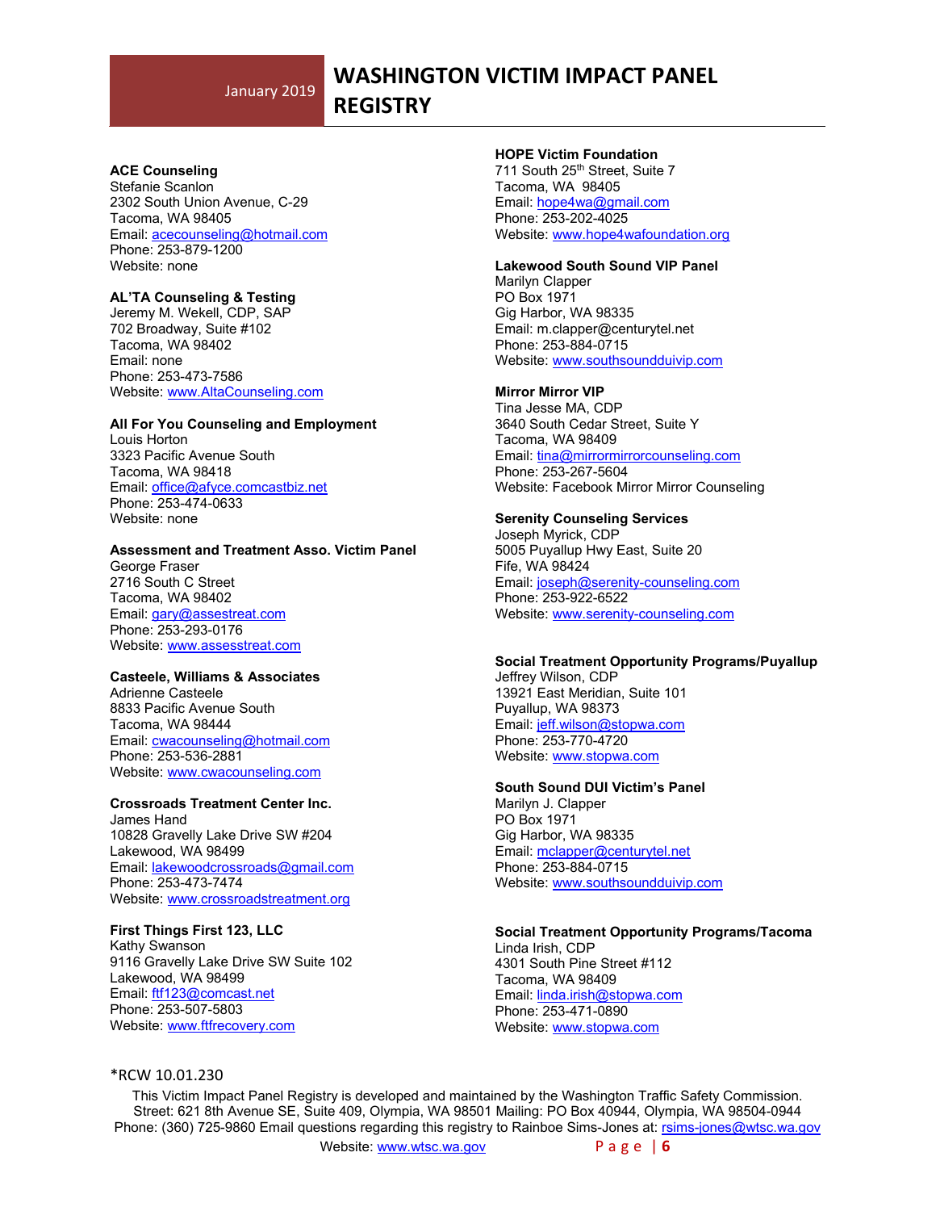# WASHINGTON VICTIM IMPACT PANEL REGISTRY

January 2019

**ACE Counseling**
Stefanie Scanlon
2302 South Union Avenue, C-29
Tacoma, WA 98405
Email: acecounseling@hotmail.com
Phone: 253-879-1200
Website: none

**AL'TA Counseling & Testing**
Jeremy M. Wekell, CDP, SAP
702 Broadway, Suite #102
Tacoma, WA 98402
Email: none
Phone: 253-473-7586
Website: www.AltaCounseling.com

**All For You Counseling and Employment**
Louis Horton
3323 Pacific Avenue South
Tacoma, WA 98418
Email: office@afyce.comcastbiz.net
Phone: 253-474-0633
Website: none

**Assessment and Treatment Asso. Victim Panel**
George Fraser
2716 South C Street
Tacoma, WA 98402
Email: gary@assestreat.com
Phone: 253-293-0176
Website: www.assesstreat.com

**Casteele, Williams & Associates**
Adrienne Casteele
8833 Pacific Avenue South
Tacoma, WA 98444
Email: cwacounseling@hotmail.com
Phone: 253-536-2881
Website: www.cwacounseling.com

**Crossroads Treatment Center Inc.**
James Hand
10828 Gravelly Lake Drive SW #204
Lakewood, WA 98499
Email: lakewoodcrossroads@gmail.com
Phone: 253-473-7474
Website: www.crossroadstreatment.org

**First Things First 123, LLC**
Kathy Swanson
9116 Gravelly Lake Drive SW Suite 102
Lakewood, WA 98499
Email: ftf123@comcast.net
Phone: 253-507-5803
Website: www.ftfrecovery.com

**HOPE Victim Foundation**
711 South 25th Street, Suite 7
Tacoma, WA 98405
Email: hope4wa@gmail.com
Phone: 253-202-4025
Website: www.hope4wafoundation.org

**Lakewood South Sound VIP Panel**
Marilyn Clapper
PO Box 1971
Gig Harbor, WA 98335
Email: m.clapper@centurytel.net
Phone: 253-884-0715
Website: www.southsoundduivip.com

**Mirror Mirror VIP**
Tina Jesse MA, CDP
3640 South Cedar Street, Suite Y
Tacoma, WA 98409
Email: tina@mirrormirrorcounseling.com
Phone: 253-267-5604
Website: Facebook Mirror Mirror Counseling

**Serenity Counseling Services**
Joseph Myrick, CDP
5005 Puyallup Hwy East, Suite 20
Fife, WA 98424
Email: joseph@serenity-counseling.com
Phone: 253-922-6522
Website: www.serenity-counseling.com

**Social Treatment Opportunity Programs/Puyallup**
Jeffrey Wilson, CDP
13921 East Meridian, Suite 101
Puyallup, WA 98373
Email: jeff.wilson@stopwa.com
Phone: 253-770-4720
Website: www.stopwa.com

**South Sound DUI Victim's Panel**
Marilyn J. Clapper
PO Box 1971
Gig Harbor, WA 98335
Email: mclapper@centurytel.net
Phone: 253-884-0715
Website: www.southsoundduivip.com

**Social Treatment Opportunity Programs/Tacoma**
Linda Irish, CDP
4301 South Pine Street #112
Tacoma, WA 98409
Email: linda.irish@stopwa.com
Phone: 253-471-0890
Website: www.stopwa.com

*RCW 10.01.230

This Victim Impact Panel Registry is developed and maintained by the Washington Traffic Safety Commission.
Street: 621 8th Avenue SE, Suite 409, Olympia, WA 98501 Mailing: PO Box 40944, Olympia, WA 98504-0944
Phone: (360) 725-9860 Email questions regarding this registry to Rainboe Sims-Jones at: rsims-jones@wtsc.wa.gov
Website: www.wtsc.wa.gov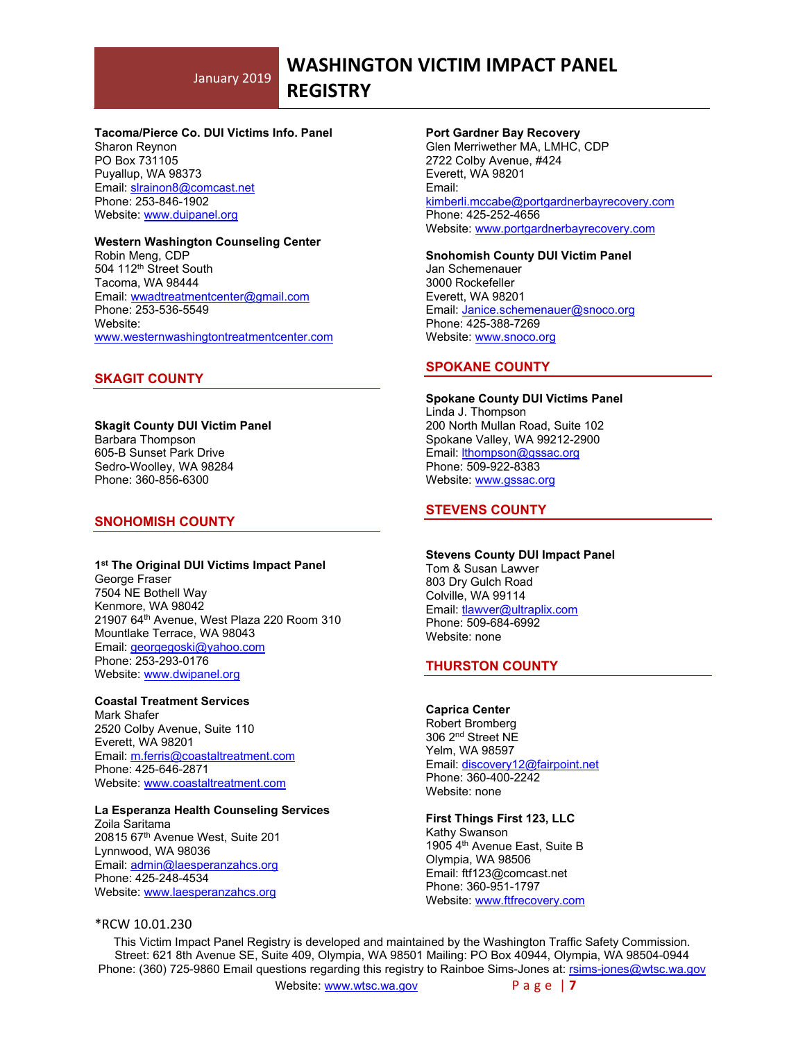**Tacoma/Pierce Co. DUI Victims Info. Panel**
Sharon Reynon
PO Box 731105
Puyallup, WA 98373
Email: slrainon8@comcast.net
Phone: 253-846-1902
Website: www.duipanel.org

**Western Washington Counseling Center**
Robin Meng, CDP
504 112th Street South
Tacoma, WA 98444
Email: wwadtreatmentcenter@gmail.com
Phone: 253-536-5549
Website:
www.westernwashingtontreatmentcenter.com

## SKAGIT COUNTY

**Skagit County DUI Victim Panel**
Barbara Thompson
605-B Sunset Park Drive
Sedro-Woolley, WA 98284
Phone: 360-856-6300

## SNOHOMISH COUNTY

**1st The Original DUI Victims Impact Panel**
George Fraser
7504 NE Bothell Way
Kenmore, WA 98042
21907 64th Avenue, West Plaza 220 Room 310
Mountlake Terrace, WA 98043
Email: georgegoski@yahoo.com
Phone: 253-293-0176
Website: www.dwipanel.org

**Coastal Treatment Services**
Mark Shafer
2520 Colby Avenue, Suite 110
Everett, WA 98201
Email: m.ferris@coastaltreatment.com
Phone: 425-646-2871
Website: www.coastaltreatment.com

**La Esperanza Health Counseling Services**
Zoila Saritama
20815 67th Avenue West, Suite 201
Lynnwood, WA 98036
Email: admin@laesperanzahcs.org
Phone: 425-248-4534
Website: www.laesperanzahcs.org

**Port Gardner Bay Recovery**
Glen Merriwether MA, LMHC, CDP
2722 Colby Avenue, #424
Everett, WA 98201
Email:
kimberli.mccabe@portgardnerbayrecovery.com
Phone: 425-252-4656
Website: www.portgardnerbayrecovery.com

**Snohomish County DUI Victim Panel**
Jan Schemenauer
3000 Rockefeller
Everett, WA 98201
Email: Janice.schemenauer@snoco.org
Phone: 425-388-7269
Website: www.snoco.org

## SPOKANE COUNTY

**Spokane County DUI Victims Panel**
Linda J. Thompson
200 North Mullan Road, Suite 102
Spokane Valley, WA 99212-2900
Email: lthompson@gssac.org
Phone: 509-922-8383
Website: www.gssac.org

## STEVENS COUNTY

**Stevens County DUI Impact Panel**
Tom & Susan Lawver
803 Dry Gulch Road
Colville, WA 99114
Email: tlawver@ultraplix.com
Phone: 509-684-6992
Website: none

## THURSTON COUNTY

**Caprica Center**
Robert Bromberg
306 2nd Street NE
Yelm, WA 98597
Email: discovery12@fairpoint.net
Phone: 360-400-2242
Website: none

**First Things First 123, LLC**
Kathy Swanson
1905 4th Avenue East, Suite B
Olympia, WA 98506
Email: ftf123@comcast.net
Phone: 360-951-1797
Website: www.ftfrecovery.com

*RCW 10.01.230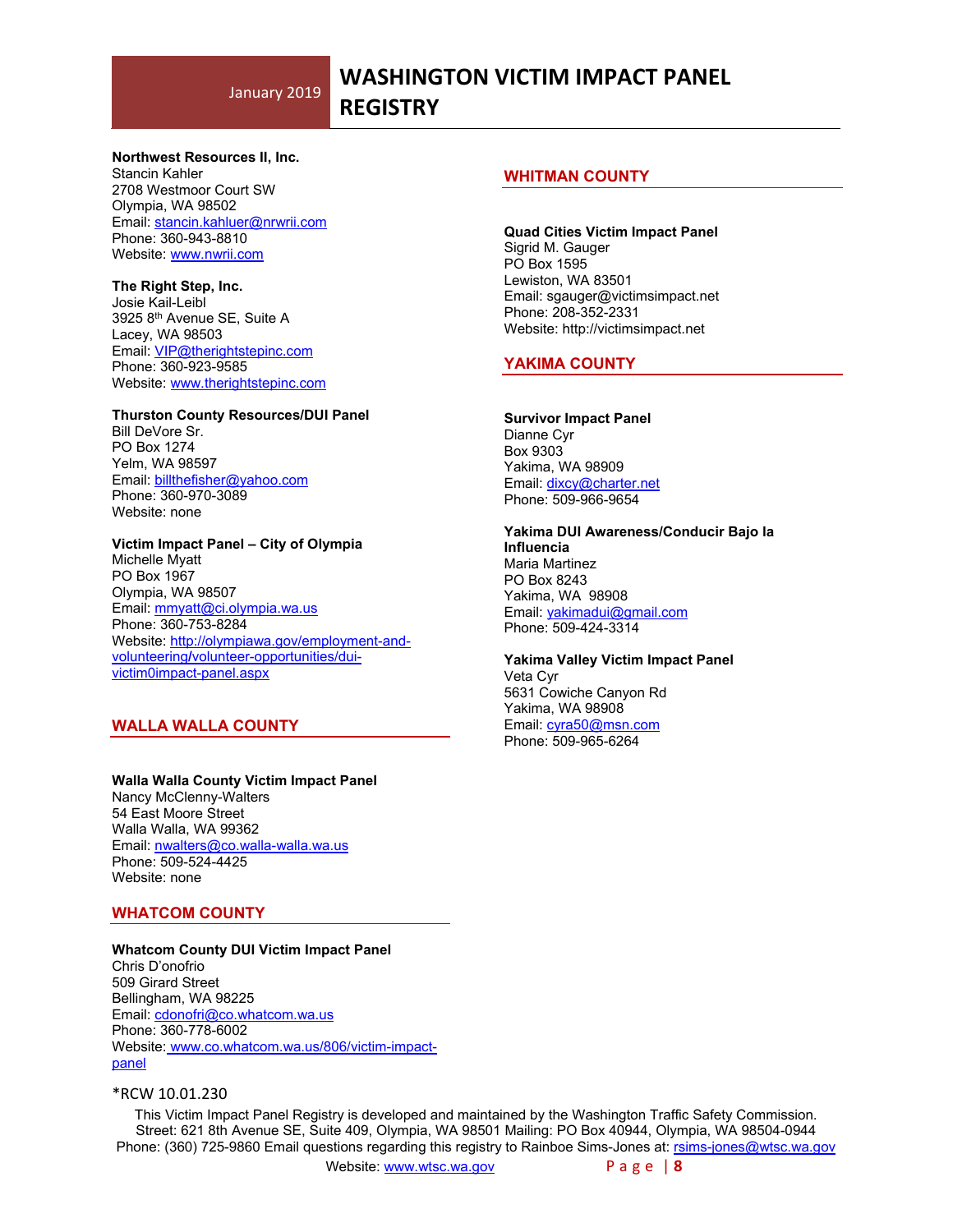**Northwest Resources II, Inc.**
Stancin Kahler
2708 Westmoor Court SW
Olympia, WA 98502
Email: stancin.kahluer@nrwrii.com
Phone: 360-943-8810
Website: www.nwrii.com

**The Right Step, Inc.**
Josie Kail-Leibl
3925 8th Avenue SE, Suite A
Lacey, WA 98503
Email: VIP@therightstepinc.com
Phone: 360-923-9585
Website: www.therightstepinc.com

**Thurston County Resources/DUI Panel**
Bill DeVore Sr.
PO Box 1274
Yelm, WA 98597
Email: billthefisher@yahoo.com
Phone: 360-970-3089
Website: none

**Victim Impact Panel – City of Olympia**
Michelle Myatt
PO Box 1967
Olympia, WA 98507
Email: mmyatt@ci.olympia.wa.us
Phone: 360-753-8284
Website: http://olympiawa.gov/employment-and-volunteering/volunteer-opportunities/dui-victim0impact-panel.aspx

## WALLA WALLA COUNTY

**Walla Walla County Victim Impact Panel**
Nancy McClenny-Walters
54 East Moore Street
Walla Walla, WA 99362
Email: nwalters@co.walla-walla.wa.us
Phone: 509-524-4425
Website: none

## WHATCOM COUNTY

**Whatcom County DUI Victim Impact Panel**
Chris D'onofrio
509 Girard Street
Bellingham, WA 98225
Email: cdonofri@co.whatcom.wa.us
Phone: 360-778-6002
Website: www.co.whatcom.wa.us/806/victim-impact-panel

## WHITMAN COUNTY

**Quad Cities Victim Impact Panel**
Sigrid M. Gauger
PO Box 1595
Lewiston, WA 83501
Email: sgauger@victimsimpact.net
Phone: 208-352-2331
Website: http://victimsimpact.net

## YAKIMA COUNTY

**Survivor Impact Panel**
Dianne Cyr
Box 9303
Yakima, WA 98909
Email: dixcy@charter.net
Phone: 509-966-9654

**Yakima DUI Awareness/Conducir Bajo la Influencia**
Maria Martinez
PO Box 8243
Yakima, WA 98908
Email: yakimadui@gmail.com
Phone: 509-424-3314

**Yakima Valley Victim Impact Panel**
Veta Cyr
5631 Cowiche Canyon Rd
Yakima, WA 98908
Email: cyra50@msn.com
Phone: 509-965-6264

*RCW 10.01.230

This Victim Impact Panel Registry is developed and maintained by the Washington Traffic Safety Commission.
Street: 621 8th Avenue SE, Suite 409, Olympia, WA 98501 Mailing: PO Box 40944, Olympia, WA 98504-0944
Phone: (360) 725-9860 Email questions regarding this registry to Rainboe Sims-Jones at: rsims-jones@wtsc.wa.gov
Website: www.wtsc.wa.gov